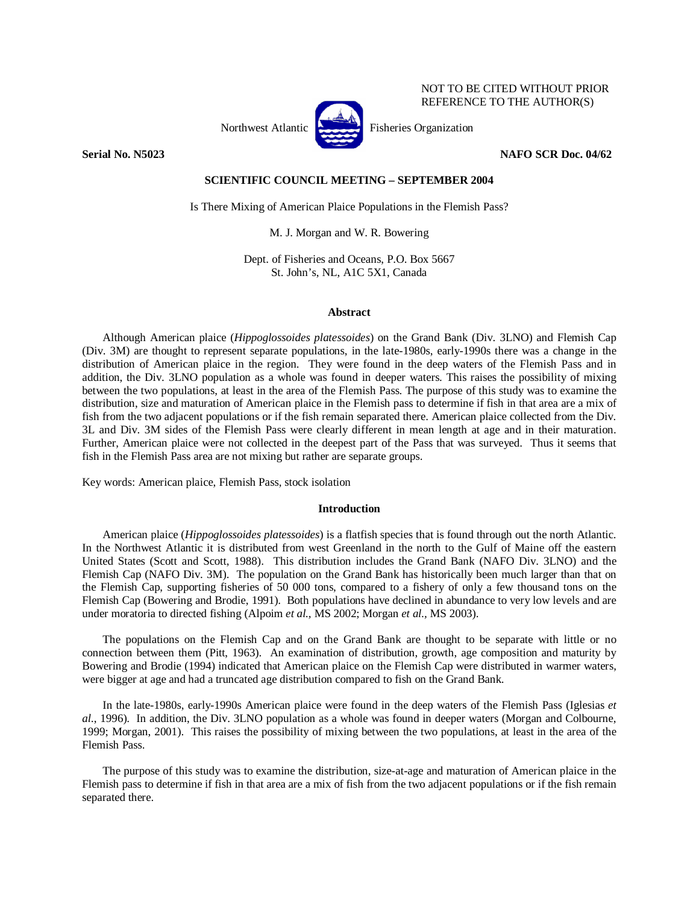NOT TO BE CITED WITHOUT PRIOR REFERENCE TO THE AUTHOR(S)

Northwest Atlantic Fisheries Organization

**Serial No. N5023** **NAFO SCR Doc. 04/62**

**SCIENTIFIC COUNCIL MEETING – SEPTEMBER 2004**

# Is There Mixing of American Plaice Populations in the Flemish Pass?

M. J. Morgan and W. R. Bowering

Dept. of Fisheries and Oceans, P.O. Box 5667
St. John's, NL, A1C 5X1, Canada

## Abstract

Although American plaice (*Hippoglossoides platessoides*) on the Grand Bank (Div. 3LNO) and Flemish Cap (Div. 3M) are thought to represent separate populations, in the late-1980s, early-1990s there was a change in the distribution of American plaice in the region. They were found in the deep waters of the Flemish Pass and in addition, the Div. 3LNO population as a whole was found in deeper waters. This raises the possibility of mixing between the two populations, at least in the area of the Flemish Pass. The purpose of this study was to examine the distribution, size and maturation of American plaice in the Flemish pass to determine if fish in that area are a mix of fish from the two adjacent populations or if the fish remain separated there. American plaice collected from the Div. 3L and Div. 3M sides of the Flemish Pass were clearly different in mean length at age and in their maturation. Further, American plaice were not collected in the deepest part of the Pass that was surveyed. Thus it seems that fish in the Flemish Pass area are not mixing but rather are separate groups.

Key words: American plaice, Flemish Pass, stock isolation

## Introduction

American plaice (*Hippoglossoides platessoides*) is a flatfish species that is found through out the north Atlantic. In the Northwest Atlantic it is distributed from west Greenland in the north to the Gulf of Maine off the eastern United States (Scott and Scott, 1988). This distribution includes the Grand Bank (NAFO Div. 3LNO) and the Flemish Cap (NAFO Div. 3M). The population on the Grand Bank has historically been much larger than that on the Flemish Cap, supporting fisheries of 50 000 tons, compared to a fishery of only a few thousand tons on the Flemish Cap (Bowering and Brodie, 1991). Both populations have declined in abundance to very low levels and are under moratoria to directed fishing (Alpoim *et al.*, MS 2002; Morgan *et al.*, MS 2003).

The populations on the Flemish Cap and on the Grand Bank are thought to be separate with little or no connection between them (Pitt, 1963). An examination of distribution, growth, age composition and maturity by Bowering and Brodie (1994) indicated that American plaice on the Flemish Cap were distributed in warmer waters, were bigger at age and had a truncated age distribution compared to fish on the Grand Bank.

In the late-1980s, early-1990s American plaice were found in the deep waters of the Flemish Pass (Iglesias *et al.*, 1996). In addition, the Div. 3LNO population as a whole was found in deeper waters (Morgan and Colbourne, 1999; Morgan, 2001). This raises the possibility of mixing between the two populations, at least in the area of the Flemish Pass.

The purpose of this study was to examine the distribution, size-at-age and maturation of American plaice in the Flemish pass to determine if fish in that area are a mix of fish from the two adjacent populations or if the fish remain separated there.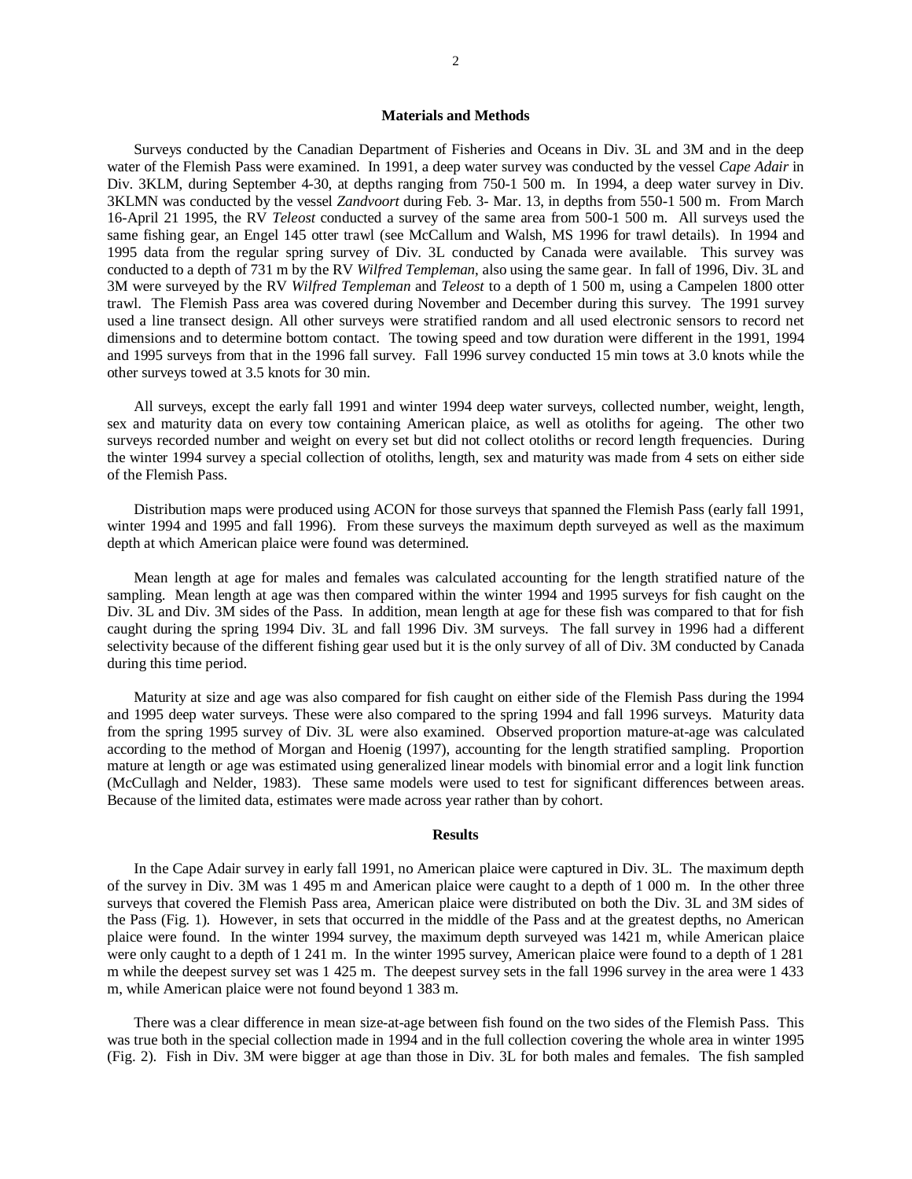## Materials and Methods

Surveys conducted by the Canadian Department of Fisheries and Oceans in Div. 3L and 3M and in the deep water of the Flemish Pass were examined. In 1991, a deep water survey was conducted by the vessel *Cape Adair* in Div. 3KLM, during September 4-30, at depths ranging from 750-1 500 m. In 1994, a deep water survey in Div. 3KLMN was conducted by the vessel *Zandvoort* during Feb. 3- Mar. 13, in depths from 550-1 500 m. From March 16-April 21 1995, the RV *Teleost* conducted a survey of the same area from 500-1 500 m. All surveys used the same fishing gear, an Engel 145 otter trawl (see McCallum and Walsh, MS 1996 for trawl details). In 1994 and 1995 data from the regular spring survey of Div. 3L conducted by Canada were available. This survey was conducted to a depth of 731 m by the RV *Wilfred Templeman*, also using the same gear. In fall of 1996, Div. 3L and 3M were surveyed by the RV *Wilfred Templeman* and *Teleost* to a depth of 1 500 m, using a Campelen 1800 otter trawl. The Flemish Pass area was covered during November and December during this survey. The 1991 survey used a line transect design. All other surveys were stratified random and all used electronic sensors to record net dimensions and to determine bottom contact. The towing speed and tow duration were different in the 1991, 1994 and 1995 surveys from that in the 1996 fall survey. Fall 1996 survey conducted 15 min tows at 3.0 knots while the other surveys towed at 3.5 knots for 30 min.

All surveys, except the early fall 1991 and winter 1994 deep water surveys, collected number, weight, length, sex and maturity data on every tow containing American plaice, as well as otoliths for ageing. The other two surveys recorded number and weight on every set but did not collect otoliths or record length frequencies. During the winter 1994 survey a special collection of otoliths, length, sex and maturity was made from 4 sets on either side of the Flemish Pass.

Distribution maps were produced using ACON for those surveys that spanned the Flemish Pass (early fall 1991, winter 1994 and 1995 and fall 1996). From these surveys the maximum depth surveyed as well as the maximum depth at which American plaice were found was determined.

Mean length at age for males and females was calculated accounting for the length stratified nature of the sampling. Mean length at age was then compared within the winter 1994 and 1995 surveys for fish caught on the Div. 3L and Div. 3M sides of the Pass. In addition, mean length at age for these fish was compared to that for fish caught during the spring 1994 Div. 3L and fall 1996 Div. 3M surveys. The fall survey in 1996 had a different selectivity because of the different fishing gear used but it is the only survey of all of Div. 3M conducted by Canada during this time period.

Maturity at size and age was also compared for fish caught on either side of the Flemish Pass during the 1994 and 1995 deep water surveys. These were also compared to the spring 1994 and fall 1996 surveys. Maturity data from the spring 1995 survey of Div. 3L were also examined. Observed proportion mature-at-age was calculated according to the method of Morgan and Hoenig (1997), accounting for the length stratified sampling. Proportion mature at length or age was estimated using generalized linear models with binomial error and a logit link function (McCullagh and Nelder, 1983). These same models were used to test for significant differences between areas. Because of the limited data, estimates were made across year rather than by cohort.

## Results

In the Cape Adair survey in early fall 1991, no American plaice were captured in Div. 3L. The maximum depth of the survey in Div. 3M was 1 495 m and American plaice were caught to a depth of 1 000 m. In the other three surveys that covered the Flemish Pass area, American plaice were distributed on both the Div. 3L and 3M sides of the Pass (Fig. 1). However, in sets that occurred in the middle of the Pass and at the greatest depths, no American plaice were found. In the winter 1994 survey, the maximum depth surveyed was 1421 m, while American plaice were only caught to a depth of 1 241 m. In the winter 1995 survey, American plaice were found to a depth of 1 281 m while the deepest survey set was 1 425 m. The deepest survey sets in the fall 1996 survey in the area were 1 433 m, while American plaice were not found beyond 1 383 m.

There was a clear difference in mean size-at-age between fish found on the two sides of the Flemish Pass. This was true both in the special collection made in 1994 and in the full collection covering the whole area in winter 1995 (Fig. 2). Fish in Div. 3M were bigger at age than those in Div. 3L for both males and females. The fish sampled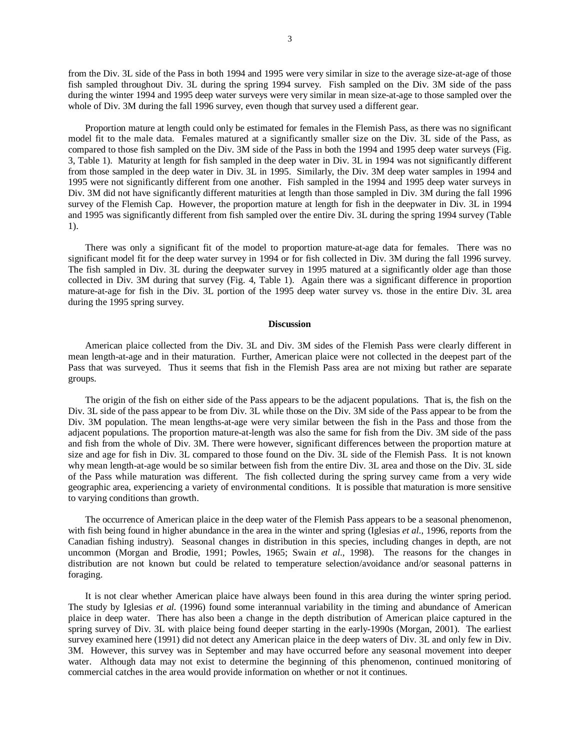from the Div. 3L side of the Pass in both 1994 and 1995 were very similar in size to the average size-at-age of those fish sampled throughout Div. 3L during the spring 1994 survey. Fish sampled on the Div. 3M side of the pass during the winter 1994 and 1995 deep water surveys were very similar in mean size-at-age to those sampled over the whole of Div. 3M during the fall 1996 survey, even though that survey used a different gear.

Proportion mature at length could only be estimated for females in the Flemish Pass, as there was no significant model fit to the male data. Females matured at a significantly smaller size on the Div. 3L side of the Pass, as compared to those fish sampled on the Div. 3M side of the Pass in both the 1994 and 1995 deep water surveys (Fig. 3, Table 1). Maturity at length for fish sampled in the deep water in Div. 3L in 1994 was not significantly different from those sampled in the deep water in Div. 3L in 1995. Similarly, the Div. 3M deep water samples in 1994 and 1995 were not significantly different from one another. Fish sampled in the 1994 and 1995 deep water surveys in Div. 3M did not have significantly different maturities at length than those sampled in Div. 3M during the fall 1996 survey of the Flemish Cap. However, the proportion mature at length for fish in the deepwater in Div. 3L in 1994 and 1995 was significantly different from fish sampled over the entire Div. 3L during the spring 1994 survey (Table 1).

There was only a significant fit of the model to proportion mature-at-age data for females. There was no significant model fit for the deep water survey in 1994 or for fish collected in Div. 3M during the fall 1996 survey. The fish sampled in Div. 3L during the deepwater survey in 1995 matured at a significantly older age than those collected in Div. 3M during that survey (Fig. 4, Table 1). Again there was a significant difference in proportion mature-at-age for fish in the Div. 3L portion of the 1995 deep water survey vs. those in the entire Div. 3L area during the 1995 spring survey.

## Discussion

American plaice collected from the Div. 3L and Div. 3M sides of the Flemish Pass were clearly different in mean length-at-age and in their maturation. Further, American plaice were not collected in the deepest part of the Pass that was surveyed. Thus it seems that fish in the Flemish Pass area are not mixing but rather are separate groups.

The origin of the fish on either side of the Pass appears to be the adjacent populations. That is, the fish on the Div. 3L side of the pass appear to be from Div. 3L while those on the Div. 3M side of the Pass appear to be from the Div. 3M population. The mean lengths-at-age were very similar between the fish in the Pass and those from the adjacent populations. The proportion mature-at-length was also the same for fish from the Div. 3M side of the pass and fish from the whole of Div. 3M. There were however, significant differences between the proportion mature at size and age for fish in Div. 3L compared to those found on the Div. 3L side of the Flemish Pass. It is not known why mean length-at-age would be so similar between fish from the entire Div. 3L area and those on the Div. 3L side of the Pass while maturation was different. The fish collected during the spring survey came from a very wide geographic area, experiencing a variety of environmental conditions. It is possible that maturation is more sensitive to varying conditions than growth.

The occurrence of American plaice in the deep water of the Flemish Pass appears to be a seasonal phenomenon, with fish being found in higher abundance in the area in the winter and spring (Iglesias *et al*., 1996, reports from the Canadian fishing industry). Seasonal changes in distribution in this species, including changes in depth, are not uncommon (Morgan and Brodie, 1991; Powles, 1965; Swain *et al*., 1998). The reasons for the changes in distribution are not known but could be related to temperature selection/avoidance and/or seasonal patterns in foraging.

It is not clear whether American plaice have always been found in this area during the winter spring period. The study by Iglesias *et al.* (1996) found some interannual variability in the timing and abundance of American plaice in deep water. There has also been a change in the depth distribution of American plaice captured in the spring survey of Div. 3L with plaice being found deeper starting in the early-1990s (Morgan, 2001). The earliest survey examined here (1991) did not detect any American plaice in the deep waters of Div. 3L and only few in Div. 3M. However, this survey was in September and may have occurred before any seasonal movement into deeper water. Although data may not exist to determine the beginning of this phenomenon, continued monitoring of commercial catches in the area would provide information on whether or not it continues.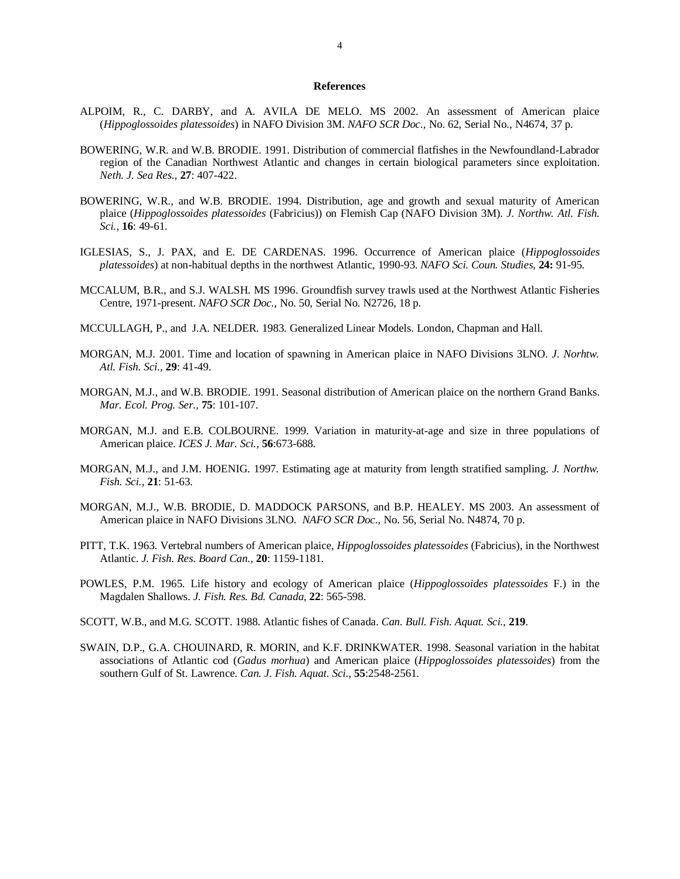## References

ALPOIM, R., C. DARBY, and A. AVILA DE MELO. MS 2002. An assessment of American plaice (*Hippoglossoides platessoides*) in NAFO Division 3M. *NAFO SCR Doc.*, No. 62, Serial No., N4674, 37 p.

BOWERING, W.R. and W.B. BRODIE. 1991. Distribution of commercial flatfishes in the Newfoundland-Labrador region of the Canadian Northwest Atlantic and changes in certain biological parameters since exploitation. *Neth. J. Sea Res.,* **27**: 407-422.

BOWERING, W.R., and W.B. BRODIE. 1994. Distribution, age and growth and sexual maturity of American plaice (*Hippoglossoides platessoides* (Fabricius)) on Flemish Cap (NAFO Division 3M). *J. Northw. Atl. Fish. Sci.,* **16**: 49-61.

IGLESIAS, S., J. PAX, and E. DE CARDENAS. 1996. Occurrence of American plaice (*Hippoglossoides platessoides*) at non-habitual depths in the northwest Atlantic, 1990-93. *NAFO Sci. Coun. Studies,* **24:** 91-95.

MCCALUM, B.R., and S.J. WALSH. MS 1996. Groundfish survey trawls used at the Northwest Atlantic Fisheries Centre, 1971-present. *NAFO SCR Doc.,* No. 50, Serial No. N2726, 18 p.

MCCULLAGH, P., and J.A. NELDER. 1983. Generalized Linear Models. London, Chapman and Hall.

MORGAN, M.J. 2001. Time and location of spawning in American plaice in NAFO Divisions 3LNO. *J. Norhtw. Atl. Fish. Sci.,* **29**: 41-49.

MORGAN, M.J., and W.B. BRODIE. 1991. Seasonal distribution of American plaice on the northern Grand Banks. *Mar. Ecol. Prog. Ser.,* **75**: 101-107.

MORGAN, M.J. and E.B. COLBOURNE. 1999. Variation in maturity-at-age and size in three populations of American plaice. *ICES J. Mar. Sci.,* **56**:673-688.

MORGAN, M.J., and J.M. HOENIG. 1997. Estimating age at maturity from length stratified sampling. *J. Northw. Fish. Sci.,* **21**: 51-63.

MORGAN, M.J., W.B. BRODIE, D. MADDOCK PARSONS, and B.P. HEALEY. MS 2003. An assessment of American plaice in NAFO Divisions 3LNO. *NAFO SCR Doc*., No. 56, Serial No. N4874, 70 p.

PITT, T.K. 1963. Vertebral numbers of American plaice, *Hippoglossoides platessoides* (Fabricius), in the Northwest Atlantic. *J. Fish. Res. Board Can.,* **20**: 1159-1181.

POWLES, P.M. 1965. Life history and ecology of American plaice (*Hippoglossoides platessoides* F.) in the Magdalen Shallows. *J. Fish. Res. Bd. Canada,* **22**: 565-598.

SCOTT, W.B., and M.G. SCOTT. 1988. Atlantic fishes of Canada. *Can. Bull. Fish. Aquat. Sci.,* **219**.

SWAIN, D.P., G.A. CHOUINARD, R. MORIN, and K.F. DRINKWATER. 1998. Seasonal variation in the habitat associations of Atlantic cod (*Gadus morhua*) and American plaice (*Hippoglossoides platessoides*) from the southern Gulf of St. Lawrence. *Can. J. Fish. Aquat. Sci.,* **55**:2548-2561.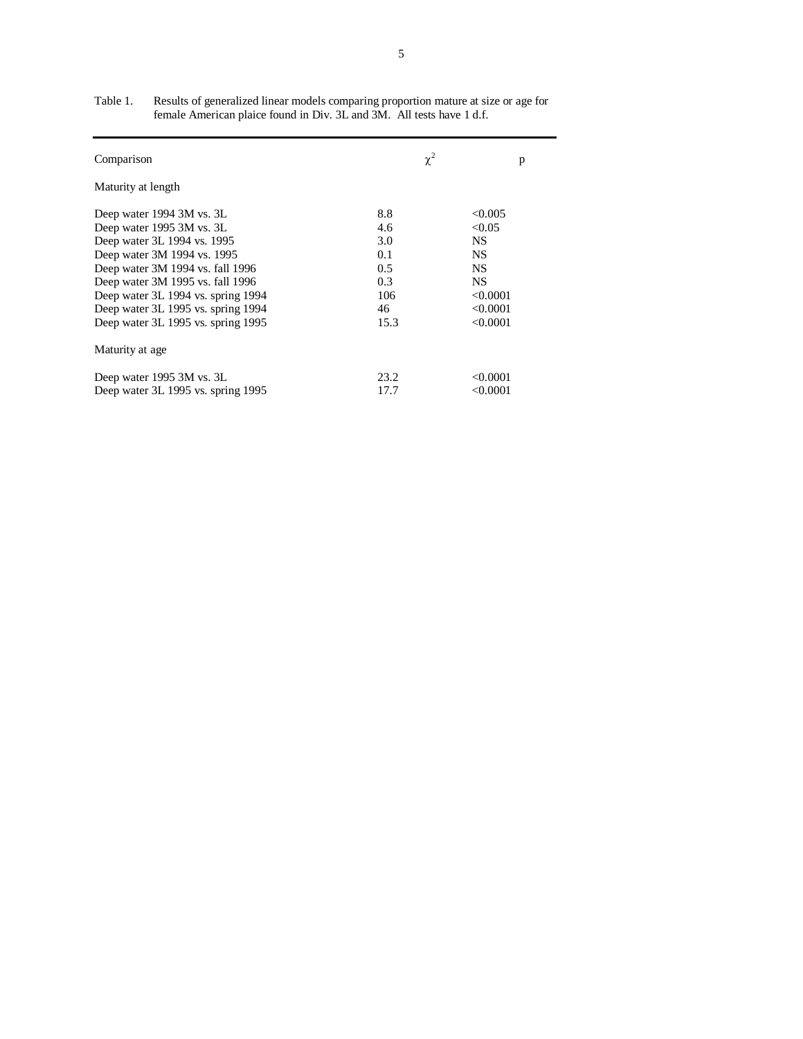Table 1. Results of generalized linear models comparing proportion mature at size or age for female American plaice found in Div. 3L and 3M. All tests have 1 d.f.

| Comparison | $\chi^2$ | p |
|---|---|---|
| Maturity at length | | |
| Deep water 1994 3M vs. 3L | 8.8 | <0.005 |
| Deep water 1995 3M vs. 3L | 4.6 | <0.05 |
| Deep water 3L 1994 vs. 1995 | 3.0 | NS |
| Deep water 3M 1994 vs. 1995 | 0.1 | NS |
| Deep water 3M 1994 vs. fall 1996 | 0.5 | NS |
| Deep water 3M 1995 vs. fall 1996 | 0.3 | NS |
| Deep water 3L 1994 vs. spring 1994 | 106 | <0.0001 |
| Deep water 3L 1995 vs. spring 1994 | 46 | <0.0001 |
| Deep water 3L 1995 vs. spring 1995 | 15.3 | <0.0001 |
| Maturity at age | | |
| Deep water 1995 3M vs. 3L | 23.2 | <0.0001 |
| Deep water 3L 1995 vs. spring 1995 | 17.7 | <0.0001 |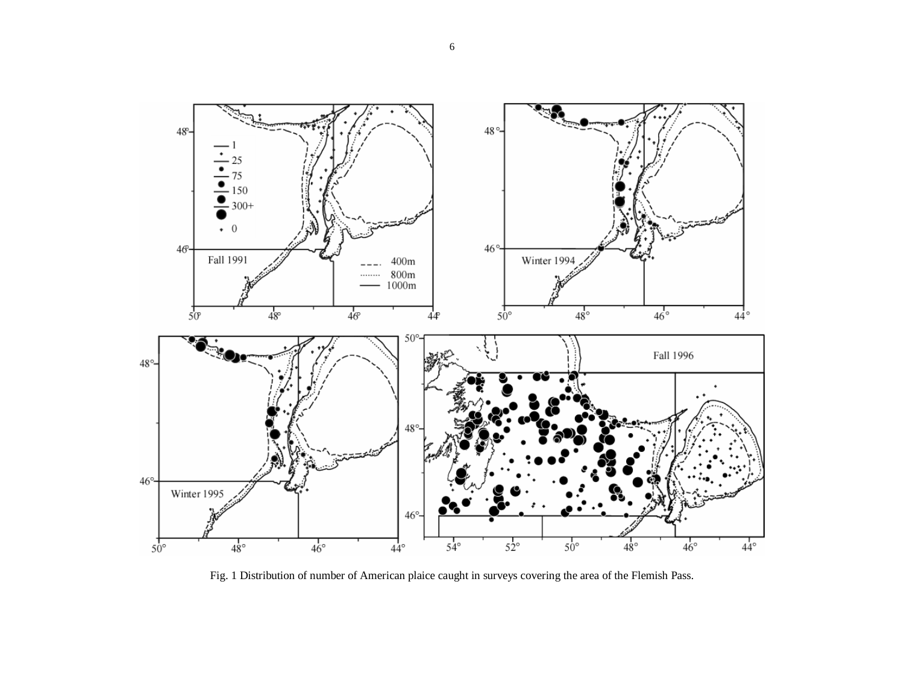Fig. 1 Distribution of number of American plaice caught in surveys covering the area of the Flemish Pass.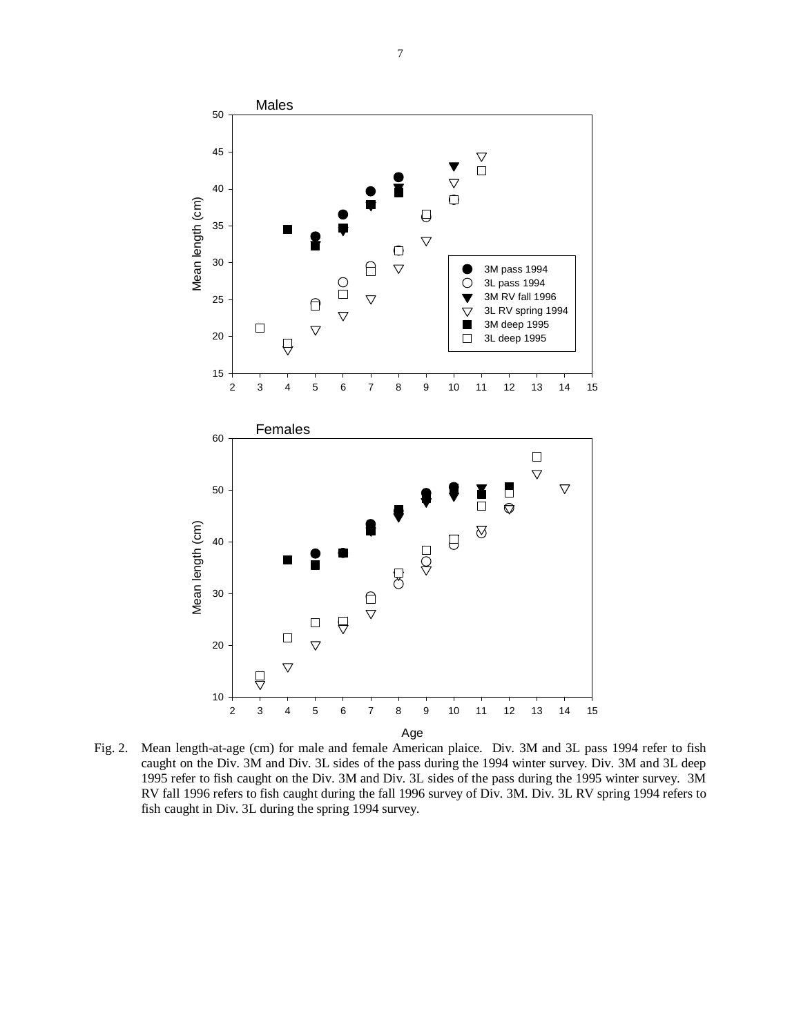Fig. 2. Mean length-at-age (cm) for male and female American plaice. Div. 3M and 3L pass 1994 refer to fish caught on the Div. 3M and Div. 3L sides of the pass during the 1994 winter survey. Div. 3M and 3L deep 1995 refer to fish caught on the Div. 3M and Div. 3L sides of the pass during the 1995 winter survey. 3M RV fall 1996 refers to fish caught during the fall 1996 survey of Div. 3M. Div. 3L RV spring 1994 refers to fish caught in Div. 3L during the spring 1994 survey.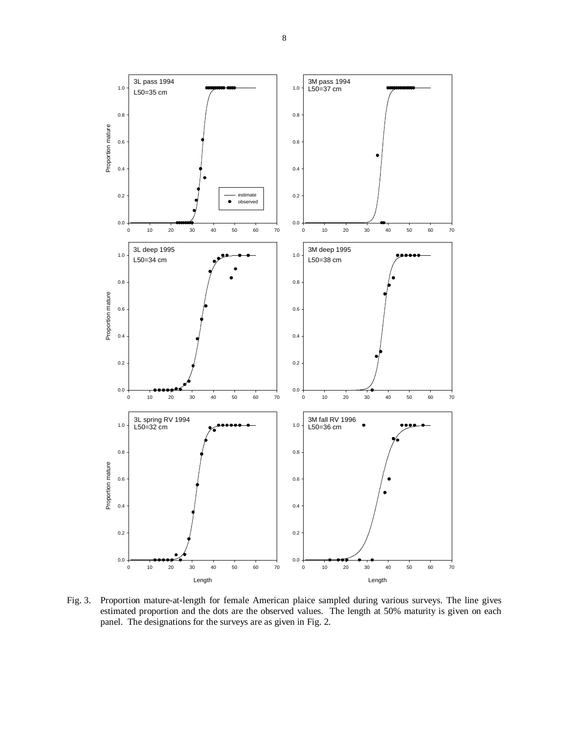Fig. 3. Proportion mature-at-length for female American plaice sampled during various surveys. The line gives estimated proportion and the dots are the observed values. The length at 50% maturity is given on each panel. The designations for the surveys are as given in Fig. 2.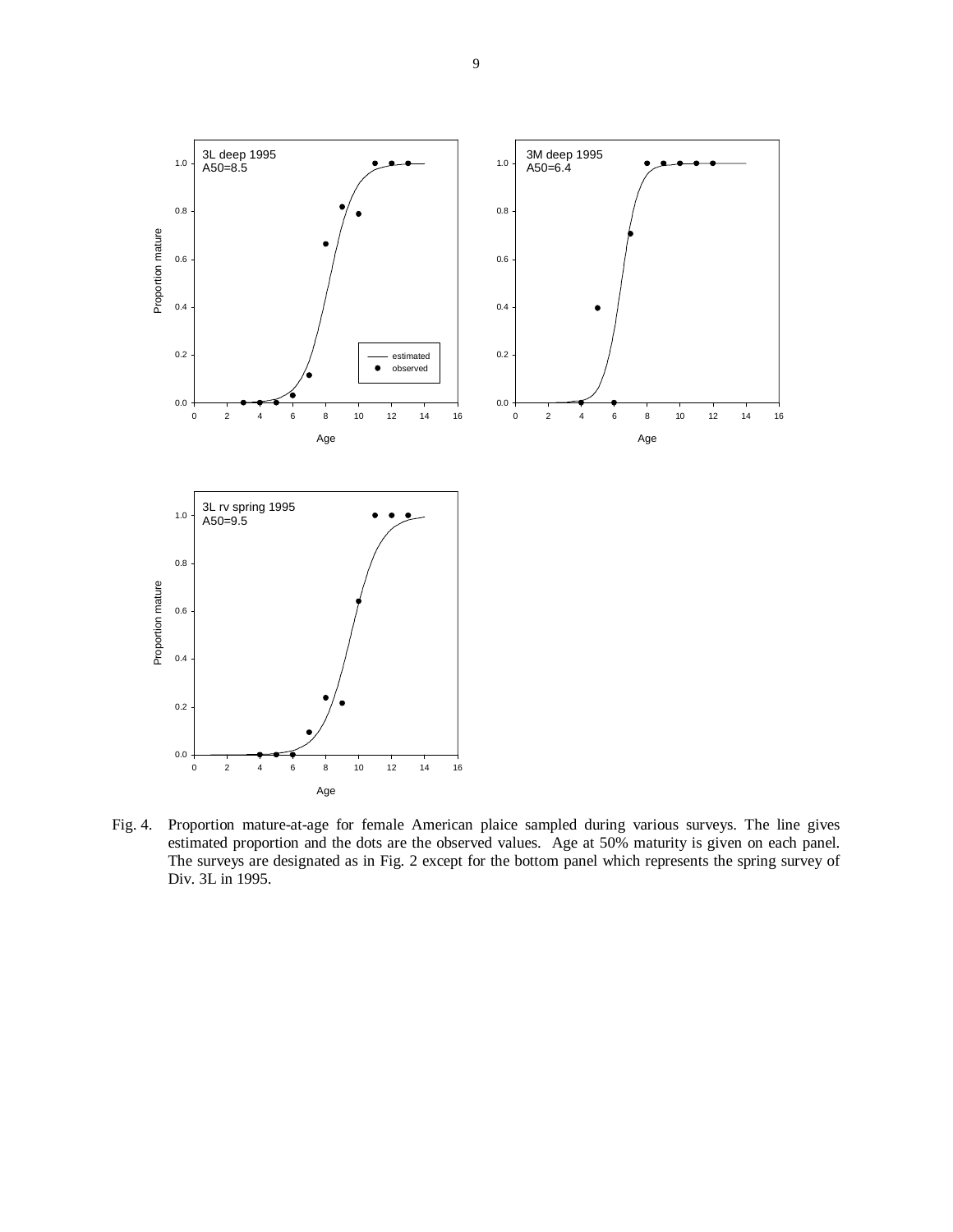3L deep 1995
A50=8.5

Proportion mature

1.0
0.8
0.6
0.4
0.2
0.0

0 2 4 6 8 10 12 14 16

Age

estimated
observed

3M deep 1995
A50=6.4

1.0
0.8
0.6
0.4
0.2
0.0

0 2 4 6 8 10 12 14 16

Age

3L rv spring 1995
A50=9.5

Proportion mature

1.0
0.8
0.6
0.4
0.2
0.0

0 2 4 6 8 10 12 14 16

Age

Fig. 4. Proportion mature-at-age for female American plaice sampled during various surveys. The line gives estimated proportion and the dots are the observed values. Age at 50% maturity is given on each panel. The surveys are designated as in Fig. 2 except for the bottom panel which represents the spring survey of Div. 3L in 1995.